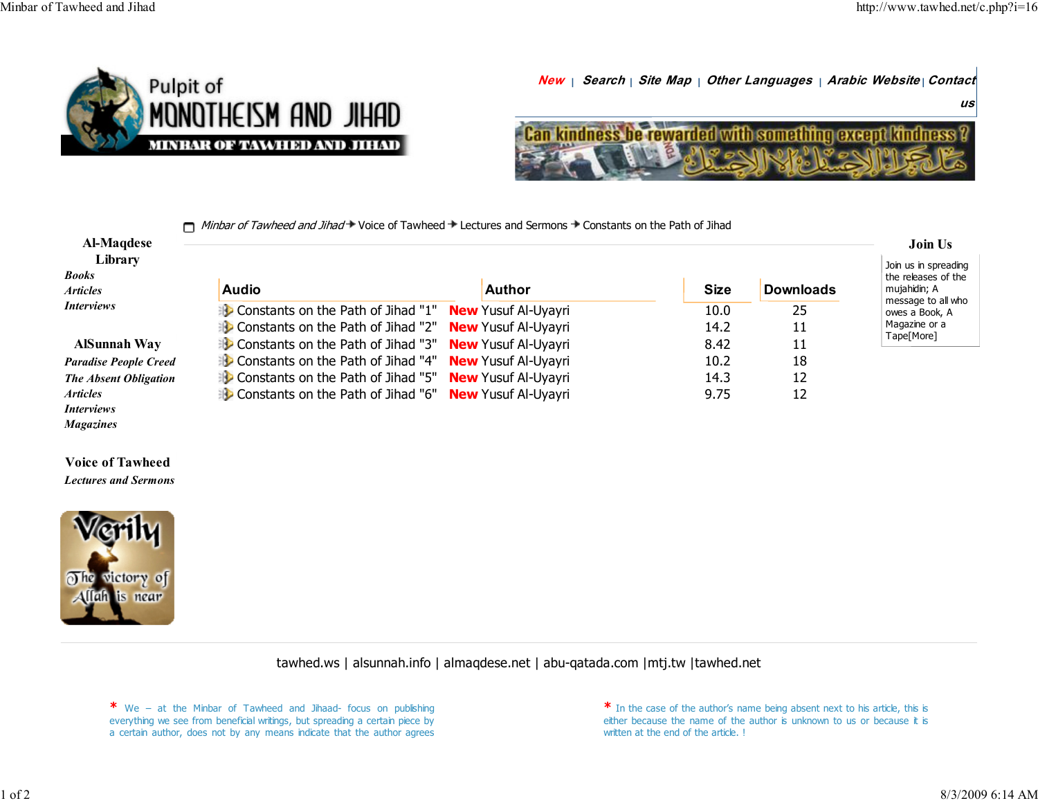# Pulpit of MONOTHEISM AND JIHAD

MINBAR OF TAWHEED AND JIHAD

*New* | *Search* | *Site Map* | *Other Languages* | *Arabic Website* | *Contact us*

Can kindness be rewarded with something except kindness ?

*Minbar of Tawheed and Jihad* → Voice of Tawheed → Lectures and Sermons → Constants on the Path of Jihad

**Al-Maqdese Library**

*Books*
*Articles*
*Interviews*

**AlSunnah Way**

*Paradise People Creed*
*The Absent Obligation*
*Articles*
*Interviews*
*Magazines*

**Voice of Tawheed**

*Lectures and Sermons*

Verily The victory of Allah is near

| Audio | Author | Size | Downloads |
|---|---|---|---|
| Constants on the Path of Jihad "1" | **New** Yusuf Al-Uyayri | 10.0 | 25 |
| Constants on the Path of Jihad "2" | **New** Yusuf Al-Uyayri | 14.2 | 11 |
| Constants on the Path of Jihad "3" | **New** Yusuf Al-Uyayri | 8.42 | 11 |
| Constants on the Path of Jihad "4" | **New** Yusuf Al-Uyayri | 10.2 | 18 |
| Constants on the Path of Jihad "5" | **New** Yusuf Al-Uyayri | 14.3 | 12 |
| Constants on the Path of Jihad "6" | **New** Yusuf Al-Uyayri | 9.75 | 12 |

**Join Us**

Join us in spreading the releases of the mujahidin; A message to all who owes a Book, A Magazine or a Tape[More]

tawhed.ws | alsunnah.info | almaqdese.net | abu-qatada.com |mtj.tw |tawhed.net

* We – at the Minbar of Tawheed and Jihaad- focus on publishing everything we see from beneficial writings, but spreading a certain piece by a certain author, does not by any means indicate that the author agrees

* In the case of the author's name being absent next to his article, this is either because the name of the author is unknown to us or because it is written at the end of the article. !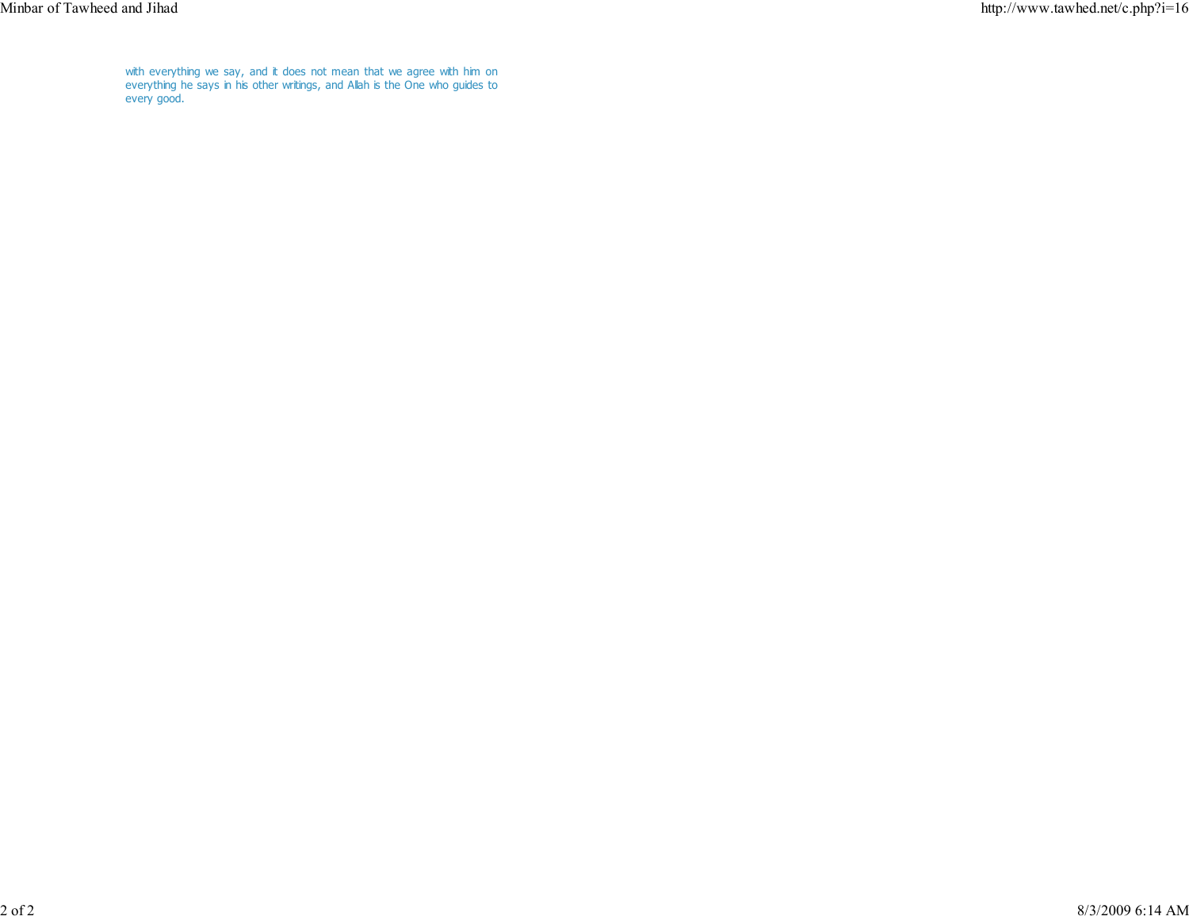with everything we say, and it does not mean that we agree with him on everything he says in his other writings, and Allah is the One who guides to every good.